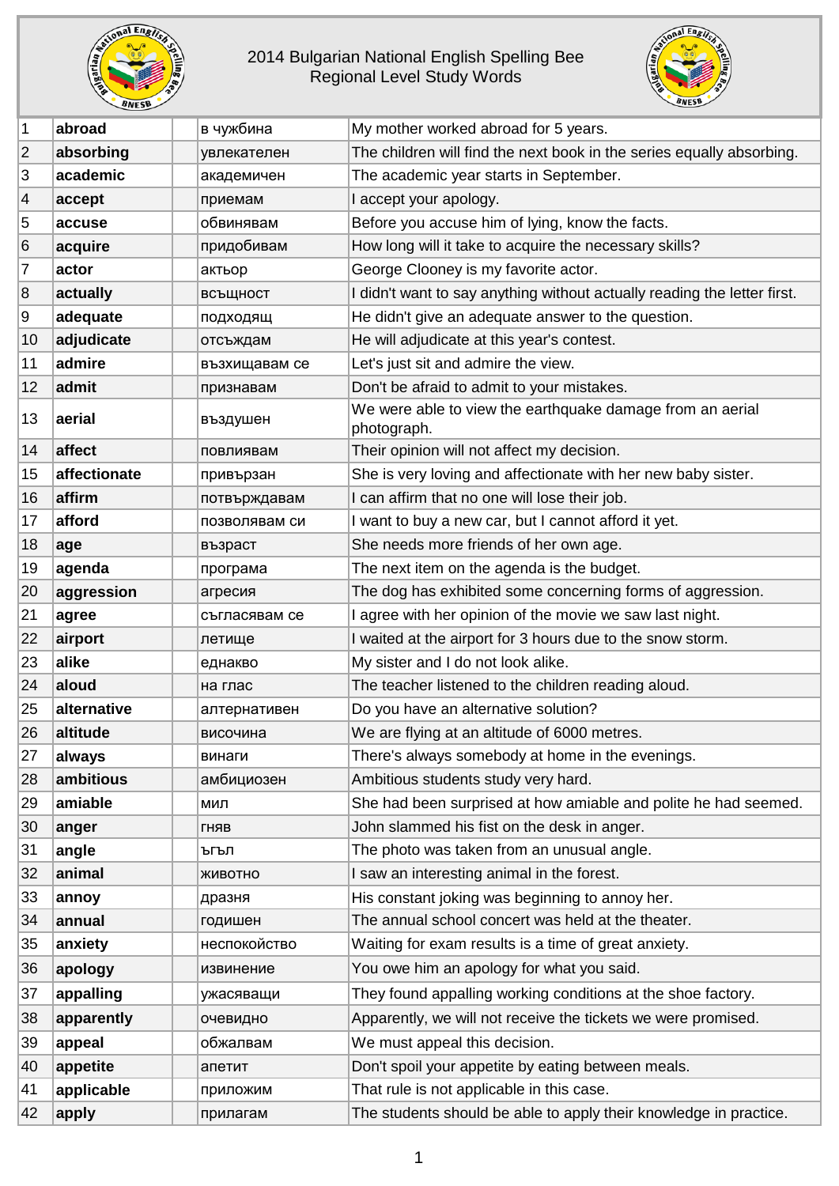# 2014 Bulgarian National English Spelling Bee
## Regional Level Study Words

| | | | | |
|---|---|---|---|---|
| 1 | **abroad** | | в чужбина | My mother worked abroad for 5 years. |
| 2 | **absorbing** | | увлекателен | The children will find the next book in the series equally absorbing. |
| 3 | **academic** | | академичен | The academic year starts in September. |
| 4 | **accept** | | приемам | I accept your apology. |
| 5 | **accuse** | | обвинявам | Before you accuse him of lying, know the facts. |
| 6 | **acquire** | | придобивам | How long will it take to acquire the necessary skills? |
| 7 | **actor** | | актьор | George Clooney is my favorite actor. |
| 8 | **actually** | | всъщност | I didn't want to say anything without actually reading the letter first. |
| 9 | **adequate** | | подходящ | He didn't give an adequate answer to the question. |
| 10 | **adjudicate** | | отсъждам | He will adjudicate at this year's contest. |
| 11 | **admire** | | възхищавам се | Let's just sit and admire the view. |
| 12 | **admit** | | признавам | Don't be afraid to admit to your mistakes. |
| 13 | **aerial** | | въздушен | We were able to view the earthquake damage from an aerial photograph. |
| 14 | **affect** | | повлиявам | Their opinion will not affect my decision. |
| 15 | **affectionate** | | привързан | She is very loving and affectionate with her new baby sister. |
| 16 | **affirm** | | потвърждавам | I can affirm that no one will lose their job. |
| 17 | **afford** | | позволявам си | I want to buy a new car, but I cannot afford it yet. |
| 18 | **age** | | възраст | She needs more friends of her own age. |
| 19 | **agenda** | | програма | The next item on the agenda is the budget. |
| 20 | **aggression** | | агресия | The dog has exhibited some concerning forms of aggression. |
| 21 | **agree** | | съгласявам се | I agree with her opinion of the movie we saw last night. |
| 22 | **airport** | | летище | I waited at the airport for 3 hours due to the snow storm. |
| 23 | **alike** | | еднакво | My sister and I do not look alike. |
| 24 | **aloud** | | на глас | The teacher listened to the children reading aloud. |
| 25 | **alternative** | | алтернативен | Do you have an alternative solution? |
| 26 | **altitude** | | височина | We are flying at an altitude of 6000 metres. |
| 27 | **always** | | винаги | There's always somebody at home in the evenings. |
| 28 | **ambitious** | | амбициозен | Ambitious students study very hard. |
| 29 | **amiable** | | мил | She had been surprised at how amiable and polite he had seemed. |
| 30 | **anger** | | гняв | John slammed his fist on the desk in anger. |
| 31 | **angle** | | ъгъл | The photo was taken from an unusual angle. |
| 32 | **animal** | | животно | I saw an interesting animal in the forest. |
| 33 | **annoy** | | дразня | His constant joking was beginning to annoy her. |
| 34 | **annual** | | годишен | The annual school concert was held at the theater. |
| 35 | **anxiety** | | неспокойство | Waiting for exam results is a time of great anxiety. |
| 36 | **apology** | | извинение | You owe him an apology for what you said. |
| 37 | **appalling** | | ужасяващи | They found appalling working conditions at the shoe factory. |
| 38 | **apparently** | | очевидно | Apparently, we will not receive the tickets we were promised. |
| 39 | **appeal** | | обжалвам | We must appeal this decision. |
| 40 | **appetite** | | апетит | Don't spoil your appetite by eating between meals. |
| 41 | **applicable** | | приложим | That rule is not applicable in this case. |
| 42 | **apply** | | прилагам | The students should be able to apply their knowledge in practice. |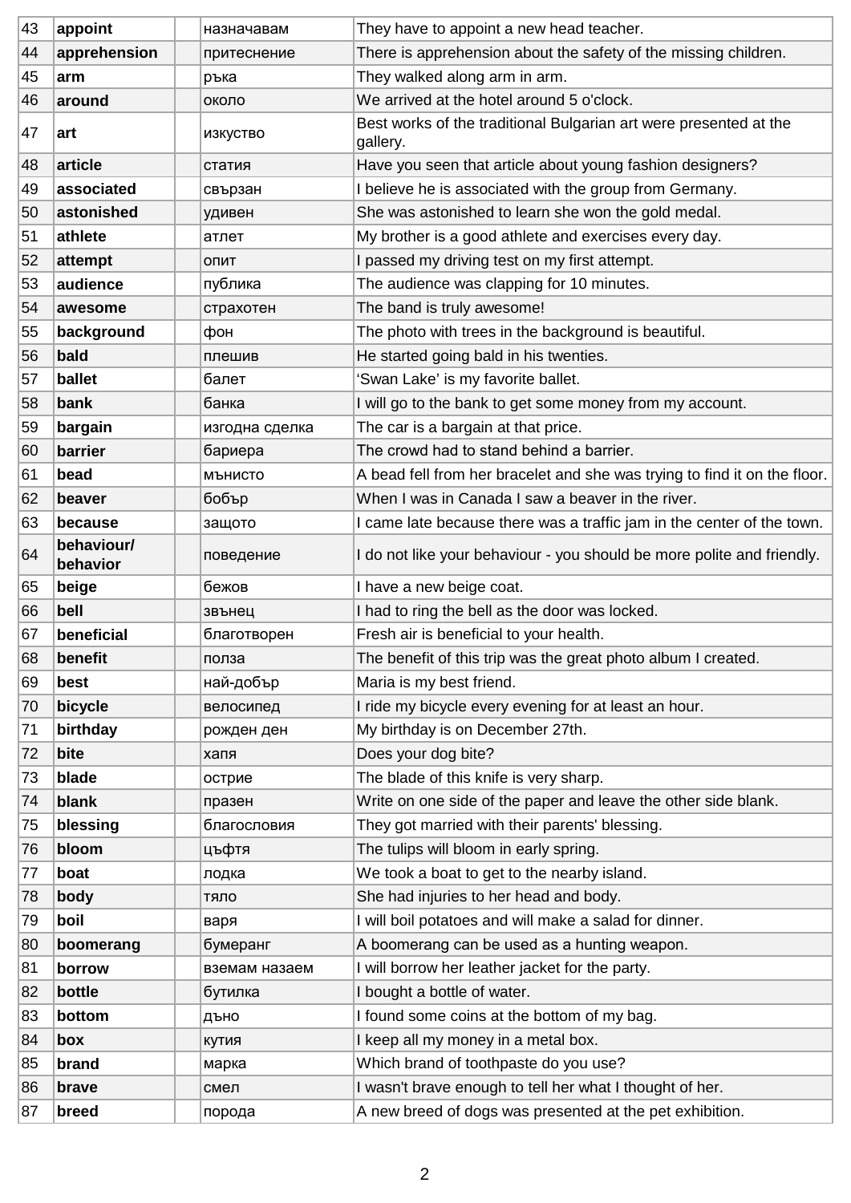| 43 | **appoint** | | назначавам | They have to appoint a new head teacher. |
|---|---|---|---|---|
| 44 | **apprehension** | | притеснение | There is apprehension about the safety of the missing children. |
| 45 | **arm** | | ръка | They walked along arm in arm. |
| 46 | **around** | | около | We arrived at the hotel around 5 o'clock. |
| 47 | **art** | | изкуство | Best works of the traditional Bulgarian art were presented at the gallery. |
| 48 | **article** | | статия | Have you seen that article about young fashion designers? |
| 49 | **associated** | | свързан | I believe he is associated with the group from Germany. |
| 50 | **astonished** | | удивен | She was astonished to learn she won the gold medal. |
| 51 | **athlete** | | атлет | My brother is a good athlete and exercises every day. |
| 52 | **attempt** | | опит | I passed my driving test on my first attempt. |
| 53 | **audience** | | публика | The audience was clapping for 10 minutes. |
| 54 | **awesome** | | страхотен | The band is truly awesome! |
| 55 | **background** | | фон | The photo with trees in the background is beautiful. |
| 56 | **bald** | | плешив | He started going bald in his twenties. |
| 57 | **ballet** | | балет | ‘Swan Lake’ is my favorite ballet. |
| 58 | **bank** | | банка | I will go to the bank to get some money from my account. |
| 59 | **bargain** | | изгодна сделка | The car is a bargain at that price. |
| 60 | **barrier** | | бариера | The crowd had to stand behind a barrier. |
| 61 | **bead** | | мънисто | A bead fell from her bracelet and she was trying to find it on the floor. |
| 62 | **beaver** | | бобър | When I was in Canada I saw a beaver in the river. |
| 63 | **because** | | защото | I came late because there was a traffic jam in the center of the town. |
| 64 | **behaviour/ behavior** | | поведение | I do not like your behaviour - you should be more polite and friendly. |
| 65 | **beige** | | бежов | I have a new beige coat. |
| 66 | **bell** | | звънец | I had to ring the bell as the door was locked. |
| 67 | **beneficial** | | благотворен | Fresh air is beneficial to your health. |
| 68 | **benefit** | | полза | The benefit of this trip was the great photo album I created. |
| 69 | **best** | | най-добър | Maria is my best friend. |
| 70 | **bicycle** | | велосипед | I ride my bicycle every evening for at least an hour. |
| 71 | **birthday** | | рожден ден | My birthday is on December 27th. |
| 72 | **bite** | | хапя | Does your dog bite? |
| 73 | **blade** | | острие | The blade of this knife is very sharp. |
| 74 | **blank** | | празен | Write on one side of the paper and leave the other side blank. |
| 75 | **blessing** | | благословия | They got married with their parents' blessing. |
| 76 | **bloom** | | цъфтя | The tulips will bloom in early spring. |
| 77 | **boat** | | лодка | We took a boat to get to the nearby island. |
| 78 | **body** | | тяло | She had injuries to her head and body. |
| 79 | **boil** | | варя | I will boil potatoes and will make a salad for dinner. |
| 80 | **boomerang** | | бумеранг | A boomerang can be used as a hunting weapon. |
| 81 | **borrow** | | вземам назаем | I will borrow her leather jacket for the party. |
| 82 | **bottle** | | бутилка | I bought a bottle of water. |
| 83 | **bottom** | | дъно | I found some coins at the bottom of my bag. |
| 84 | **box** | | кутия | I keep all my money in a metal box. |
| 85 | **brand** | | марка | Which brand of toothpaste do you use? |
| 86 | **brave** | | смел | I wasn't brave enough to tell her what I thought of her. |
| 87 | **breed** | | порода | A new breed of dogs was presented at the pet exhibition. |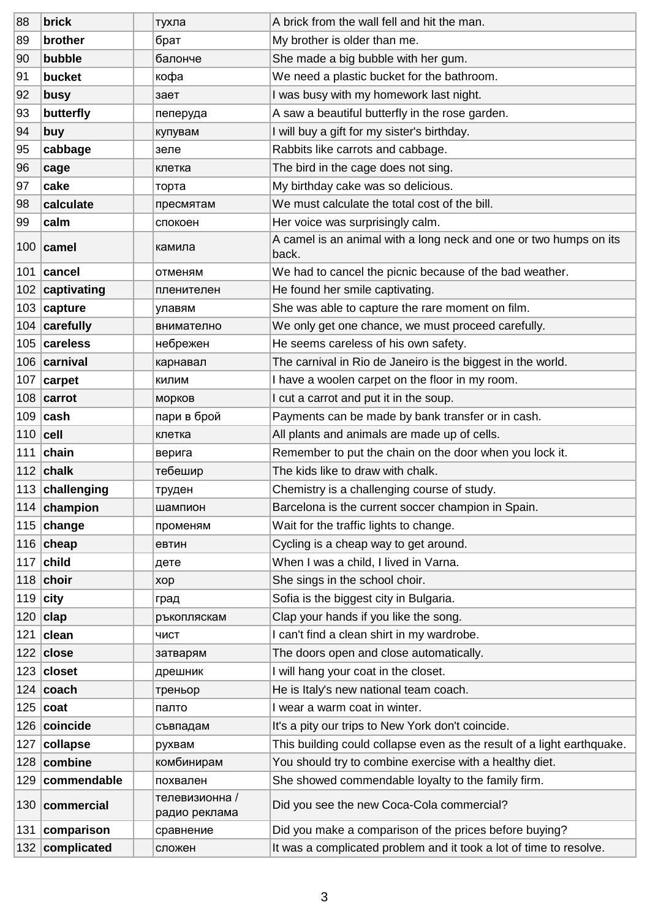| 88 | **brick** | | тухла | A brick from the wall fell and hit the man. |
|---|---|---|---|---|
| 89 | **brother** | | брат | My brother is older than me. |
| 90 | **bubble** | | балонче | She made a big bubble with her gum. |
| 91 | **bucket** | | кофа | We need a plastic bucket for the bathroom. |
| 92 | **busy** | | зает | I was busy with my homework last night. |
| 93 | **butterfly** | | пеперуда | A saw a beautiful butterfly in the rose garden. |
| 94 | **buy** | | купувам | I will buy a gift for my sister's birthday. |
| 95 | **cabbage** | | зеле | Rabbits like carrots and cabbage. |
| 96 | **cage** | | клетка | The bird in the cage does not sing. |
| 97 | **cake** | | торта | My birthday cake was so delicious. |
| 98 | **calculate** | | пресмятам | We must calculate the total cost of the bill. |
| 99 | **calm** | | спокоен | Her voice was surprisingly calm. |
| 100 | **camel** | | камила | A camel is an animal with a long neck and one or two humps on its back. |
| 101 | **cancel** | | отменям | We had to cancel the picnic because of the bad weather. |
| 102 | **captivating** | | пленителен | He found her smile captivating. |
| 103 | **capture** | | улавям | She was able to capture the rare moment on film. |
| 104 | **carefully** | | внимателно | We only get one chance, we must proceed carefully. |
| 105 | **careless** | | небрежен | He seems careless of his own safety. |
| 106 | **carnival** | | карнавал | The carnival in Rio de Janeiro is the biggest in the world. |
| 107 | **carpet** | | килим | I have a woolen carpet on the floor in my room. |
| 108 | **carrot** | | морков | I cut a carrot and put it in the soup. |
| 109 | **cash** | | пари в брой | Payments can be made by bank transfer or in cash. |
| 110 | **cell** | | клетка | All plants and animals are made up of cells. |
| 111 | **chain** | | верига | Remember to put the chain on the door when you lock it. |
| 112 | **chalk** | | тебешир | The kids like to draw with chalk. |
| 113 | **challenging** | | труден | Chemistry is a challenging course of study. |
| 114 | **champion** | | шампион | Barcelona is the current soccer champion in Spain. |
| 115 | **change** | | променям | Wait for the traffic lights to change. |
| 116 | **cheap** | | евтин | Cycling is a cheap way to get around. |
| 117 | **child** | | дете | When I was a child, I lived in Varna. |
| 118 | **choir** | | хор | She sings in the school choir. |
| 119 | **city** | | град | Sofia is the biggest city in Bulgaria. |
| 120 | **clap** | | ръкопляскам | Clap your hands if you like the song. |
| 121 | **clean** | | чист | I can't find a clean shirt in my wardrobe. |
| 122 | **close** | | затварям | The doors open and close automatically. |
| 123 | **closet** | | дрешник | I will hang your coat in the closet. |
| 124 | **coach** | | треньор | He is Italy's new national team coach. |
| 125 | **coat** | | палто | I wear a warm coat in winter. |
| 126 | **coincide** | | съвпадам | It's a pity our trips to New York don't coincide. |
| 127 | **collapse** | | рухвам | This building could collapse even as the result of a light earthquake. |
| 128 | **combine** | | комбинирам | You should try to combine exercise with a healthy diet. |
| 129 | **commendable** | | похвален | She showed commendable loyalty to the family firm. |
| 130 | **commercial** | | телевизионна / радио реклама | Did you see the new Coca-Cola commercial? |
| 131 | **comparison** | | сравнение | Did you make a comparison of the prices before buying? |
| 132 | **complicated** | | сложен | It was a complicated problem and it took a lot of time to resolve. |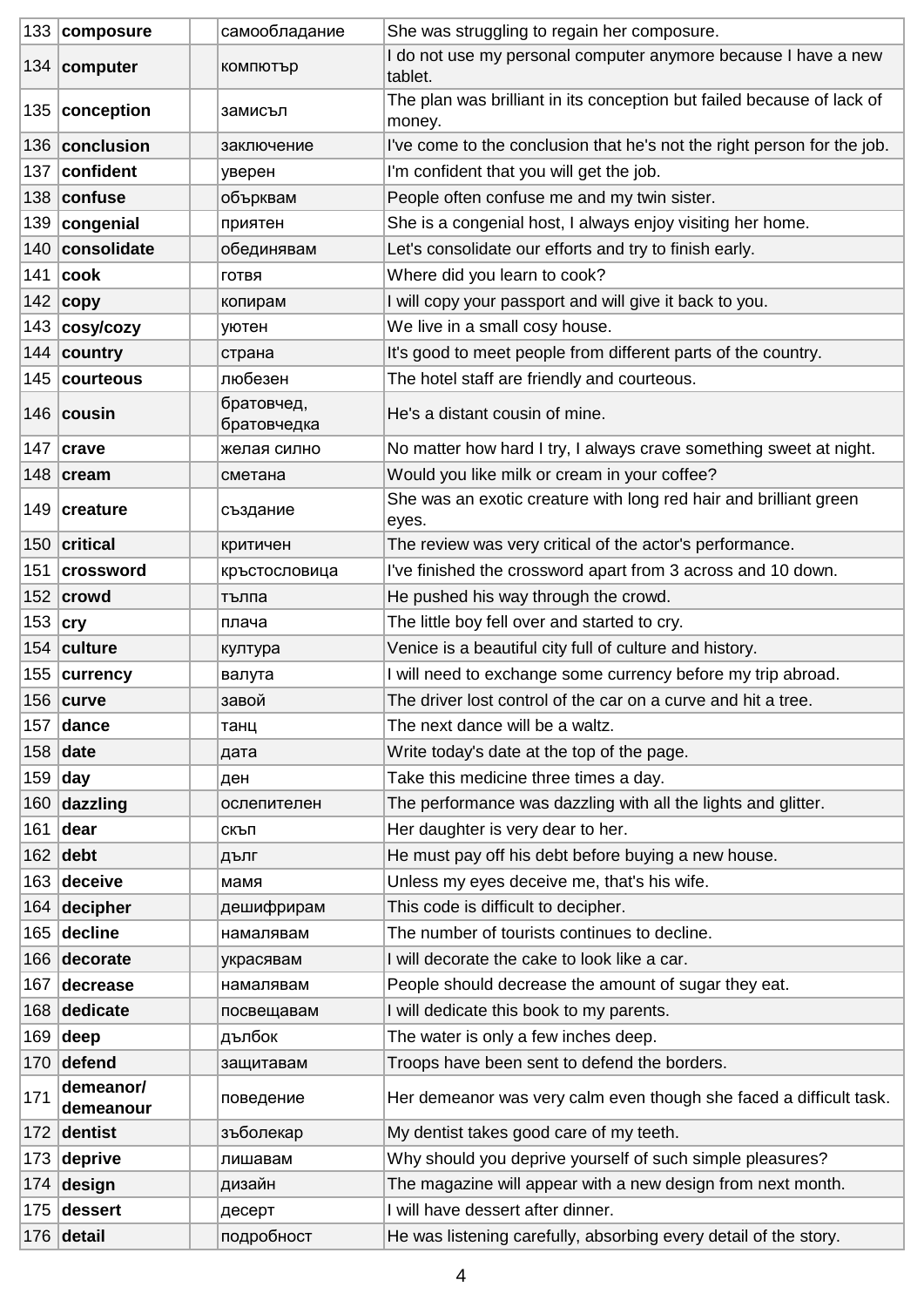| | | | | |
|---|---|---|---|---|
| 133 | **composure** | | самообладание | She was struggling to regain her composure. |
| 134 | **computer** | | компютър | I do not use my personal computer anymore because I have a new tablet. |
| 135 | **conception** | | замисъл | The plan was brilliant in its conception but failed because of lack of money. |
| 136 | **conclusion** | | заключение | I've come to the conclusion that he's not the right person for the job. |
| 137 | **confident** | | уверен | I'm confident that you will get the job. |
| 138 | **confuse** | | обърквам | People often confuse me and my twin sister. |
| 139 | **congenial** | | приятен | She is a congenial host, I always enjoy visiting her home. |
| 140 | **consolidate** | | обединявам | Let's consolidate our efforts and try to finish early. |
| 141 | **cook** | | готвя | Where did you learn to cook? |
| 142 | **copy** | | копирам | I will copy your passport and will give it back to you. |
| 143 | **cosy/cozy** | | уютен | We live in a small cosy house. |
| 144 | **country** | | страна | It's good to meet people from different parts of the country. |
| 145 | **courteous** | | любезен | The hotel staff are friendly and courteous. |
| 146 | **cousin** | | братовчед, братовчедка | He's a distant cousin of mine. |
| 147 | **crave** | | желая силно | No matter how hard I try, I always crave something sweet at night. |
| 148 | **cream** | | сметана | Would you like milk or cream in your coffee? |
| 149 | **creature** | | създание | She was an exotic creature with long red hair and brilliant green eyes. |
| 150 | **critical** | | критичен | The review was very critical of the actor's performance. |
| 151 | **crossword** | | кръстословица | I've finished the crossword apart from 3 across and 10 down. |
| 152 | **crowd** | | тълпа | He pushed his way through the crowd. |
| 153 | **cry** | | плача | The little boy fell over and started to cry. |
| 154 | **culture** | | култура | Venice is a beautiful city full of culture and history. |
| 155 | **currency** | | валута | I will need to exchange some currency before my trip abroad. |
| 156 | **curve** | | завой | The driver lost control of the car on a curve and hit a tree. |
| 157 | **dance** | | танц | The next dance will be a waltz. |
| 158 | **date** | | дата | Write today's date at the top of the page. |
| 159 | **day** | | ден | Take this medicine three times a day. |
| 160 | **dazzling** | | ослепителен | The performance was dazzling with all the lights and glitter. |
| 161 | **dear** | | скъп | Her daughter is very dear to her. |
| 162 | **debt** | | дълг | He must pay off his debt before buying a new house. |
| 163 | **deceive** | | мамя | Unless my eyes deceive me, that's his wife. |
| 164 | **decipher** | | дешифрирам | This code is difficult to decipher. |
| 165 | **decline** | | намалявам | The number of tourists continues to decline. |
| 166 | **decorate** | | украсявам | I will decorate the cake to look like a car. |
| 167 | **decrease** | | намалявам | People should decrease the amount of sugar they eat. |
| 168 | **dedicate** | | посвещавам | I will dedicate this book to my parents. |
| 169 | **deep** | | дълбок | The water is only a few inches deep. |
| 170 | **defend** | | защитавам | Troops have been sent to defend the borders. |
| 171 | **demeanor/ demeanour** | | поведение | Her demeanor was very calm even though she faced a difficult task. |
| 172 | **dentist** | | зъболекар | My dentist takes good care of my teeth. |
| 173 | **deprive** | | лишавам | Why should you deprive yourself of such simple pleasures? |
| 174 | **design** | | дизайн | The magazine will appear with a new design from next month. |
| 175 | **dessert** | | десерт | I will have dessert after dinner. |
| 176 | **detail** | | подробност | He was listening carefully, absorbing every detail of the story. |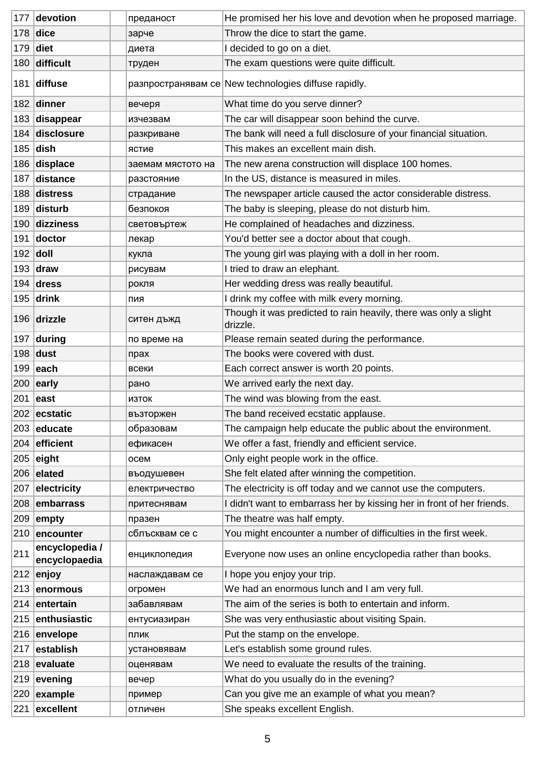| 177 | **devotion** | | преданост | He promised her his love and devotion when he proposed marriage. |
|---|---|---|---|---|
| 178 | **dice** | | зарче | Throw the dice to start the game. |
| 179 | **diet** | | диета | I decided to go on a diet. |
| 180 | **difficult** | | труден | The exam questions were quite difficult. |
| 181 | **diffuse** | | разпространявам се | New technologies diffuse rapidly. |
| 182 | **dinner** | | вечеря | What time do you serve dinner? |
| 183 | **disappear** | | изчезвам | The car will disappear soon behind the curve. |
| 184 | **disclosure** | | разкриване | The bank will need a full disclosure of your financial situation. |
| 185 | **dish** | | ястие | This makes an excellent main dish. |
| 186 | **displace** | | заемам мястото на | The new arena construction will displace 100 homes. |
| 187 | **distance** | | разстояние | In the US, distance is measured in miles. |
| 188 | **distress** | | страдание | The newspaper article caused the actor considerable distress. |
| 189 | **disturb** | | безпокоя | The baby is sleeping, please do not disturb him. |
| 190 | **dizziness** | | световъртеж | He complained of headaches and dizziness. |
| 191 | **doctor** | | лекар | You'd better see a doctor about that cough. |
| 192 | **doll** | | кукла | The young girl was playing with a doll in her room. |
| 193 | **draw** | | рисувам | I tried to draw an elephant. |
| 194 | **dress** | | рокля | Her wedding dress was really beautiful. |
| 195 | **drink** | | пия | I drink my coffee with milk every morning. |
| 196 | **drizzle** | | ситен дъжд | Though it was predicted to rain heavily, there was only a slight drizzle. |
| 197 | **during** | | по време на | Please remain seated during the performance. |
| 198 | **dust** | | прах | The books were covered with dust. |
| 199 | **each** | | всеки | Each correct answer is worth 20 points. |
| 200 | **early** | | рано | We arrived early the next day. |
| 201 | **east** | | изток | The wind was blowing from the east. |
| 202 | **ecstatic** | | възторжен | The band received ecstatic applause. |
| 203 | **educate** | | образовам | The campaign help educate the public about the environment. |
| 204 | **efficient** | | ефикасен | We offer a fast, friendly and efficient service. |
| 205 | **eight** | | осем | Only eight people work in the office. |
| 206 | **elated** | | въодушевен | She felt elated after winning the competition. |
| 207 | **electricity** | | електричество | The electricity is off today and we cannot use the computers. |
| 208 | **embarrass** | | притеснявам | I didn't want to embarrass her by kissing her in front of her friends. |
| 209 | **empty** | | празен | The theatre was half empty. |
| 210 | **encounter** | | сблъсквам се с | You might encounter a number of difficulties in the first week. |
| 211 | **encyclopedia / encyclopaedia** | | енциклопедия | Everyone now uses an online encyclopedia rather than books. |
| 212 | **enjoy** | | наслаждавам се | I hope you enjoy your trip. |
| 213 | **enormous** | | огромен | We had an enormous lunch and I am very full. |
| 214 | **entertain** | | забавлявам | The aim of the series is both to entertain and inform. |
| 215 | **enthusiastic** | | ентусиазиран | She was very enthusiastic about visiting Spain. |
| 216 | **envelope** | | плик | Put the stamp on the envelope. |
| 217 | **establish** | | установявам | Let's establish some ground rules. |
| 218 | **evaluate** | | оценявам | We need to evaluate the results of the training. |
| 219 | **evening** | | вечер | What do you usually do in the evening? |
| 220 | **example** | | пример | Can you give me an example of what you mean? |
| 221 | **excellent** | | отличен | She speaks excellent English. |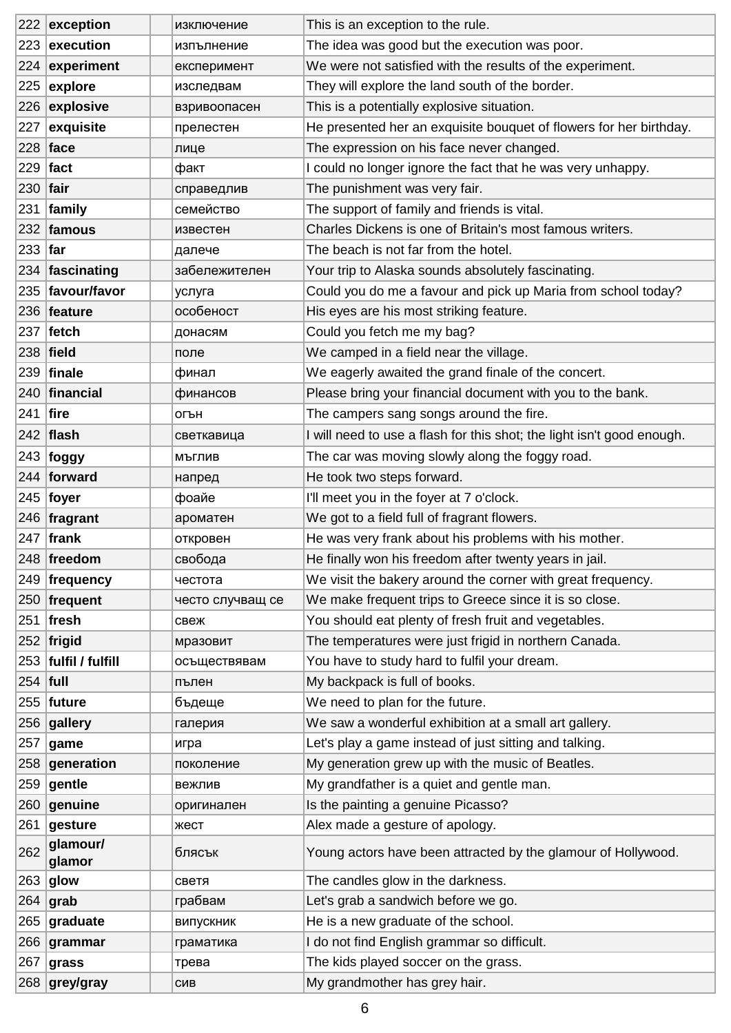| 222 | **exception** | | изключение | This is an exception to the rule. |
|---|---|---|---|---|
| 223 | **execution** | | изпълнение | The idea was good but the execution was poor. |
| 224 | **experiment** | | експеримент | We were not satisfied with the results of the experiment. |
| 225 | **explore** | | изследвам | They will explore the land south of the border. |
| 226 | **explosive** | | взривоопасен | This is a potentially explosive situation. |
| 227 | **exquisite** | | прелестен | He presented her an exquisite bouquet of flowers for her birthday. |
| 228 | **face** | | лице | The expression on his face never changed. |
| 229 | **fact** | | факт | I could no longer ignore the fact that he was very unhappy. |
| 230 | **fair** | | справедлив | The punishment was very fair. |
| 231 | **family** | | семейство | The support of family and friends is vital. |
| 232 | **famous** | | известен | Charles Dickens is one of Britain's most famous writers. |
| 233 | **far** | | далече | The beach is not far from the hotel. |
| 234 | **fascinating** | | забележителен | Your trip to Alaska sounds absolutely fascinating. |
| 235 | **favour/favor** | | услуга | Could you do me a favour and pick up Maria from school today? |
| 236 | **feature** | | особеност | His eyes are his most striking feature. |
| 237 | **fetch** | | донасям | Could you fetch me my bag? |
| 238 | **field** | | поле | We camped in a field near the village. |
| 239 | **finale** | | финал | We eagerly awaited the grand finale of the concert. |
| 240 | **financial** | | финансов | Please bring your financial document with you to the bank. |
| 241 | **fire** | | огън | The campers sang songs around the fire. |
| 242 | **flash** | | светкавица | I will need to use a flash for this shot; the light isn't good enough. |
| 243 | **foggy** | | мъглив | The car was moving slowly along the foggy road. |
| 244 | **forward** | | напред | He took two steps forward. |
| 245 | **foyer** | | фоайе | I'll meet you in the foyer at 7 o'clock. |
| 246 | **fragrant** | | ароматен | We got to a field full of fragrant flowers. |
| 247 | **frank** | | откровен | He was very frank about his problems with his mother. |
| 248 | **freedom** | | свобода | He finally won his freedom after twenty years in jail. |
| 249 | **frequency** | | честота | We visit the bakery around the corner with great frequency. |
| 250 | **frequent** | | често случващ се | We make frequent trips to Greece since it is so close. |
| 251 | **fresh** | | свеж | You should eat plenty of fresh fruit and vegetables. |
| 252 | **frigid** | | мразовит | The temperatures were just frigid in northern Canada. |
| 253 | **fulfil / fulfill** | | осъществявам | You have to study hard to fulfil your dream. |
| 254 | **full** | | пълен | My backpack is full of books. |
| 255 | **future** | | бъдеще | We need to plan for the future. |
| 256 | **gallery** | | галерия | We saw a wonderful exhibition at a small art gallery. |
| 257 | **game** | | игра | Let's play a game instead of just sitting and talking. |
| 258 | **generation** | | поколение | My generation grew up with the music of Beatles. |
| 259 | **gentle** | | вежлив | My grandfather is a quiet and gentle man. |
| 260 | **genuine** | | оригинален | Is the painting a genuine Picasso? |
| 261 | **gesture** | | жест | Alex made a gesture of apology. |
| 262 | **glamour/ glamor** | | блясък | Young actors have been attracted by the glamour of Hollywood. |
| 263 | **glow** | | светя | The candles glow in the darkness. |
| 264 | **grab** | | грабвам | Let's grab a sandwich before we go. |
| 265 | **graduate** | | випускник | He is a new graduate of the school. |
| 266 | **grammar** | | граматика | I do not find English grammar so difficult. |
| 267 | **grass** | | трева | The kids played soccer on the grass. |
| 268 | **grey/gray** | | сив | My grandmother has grey hair. |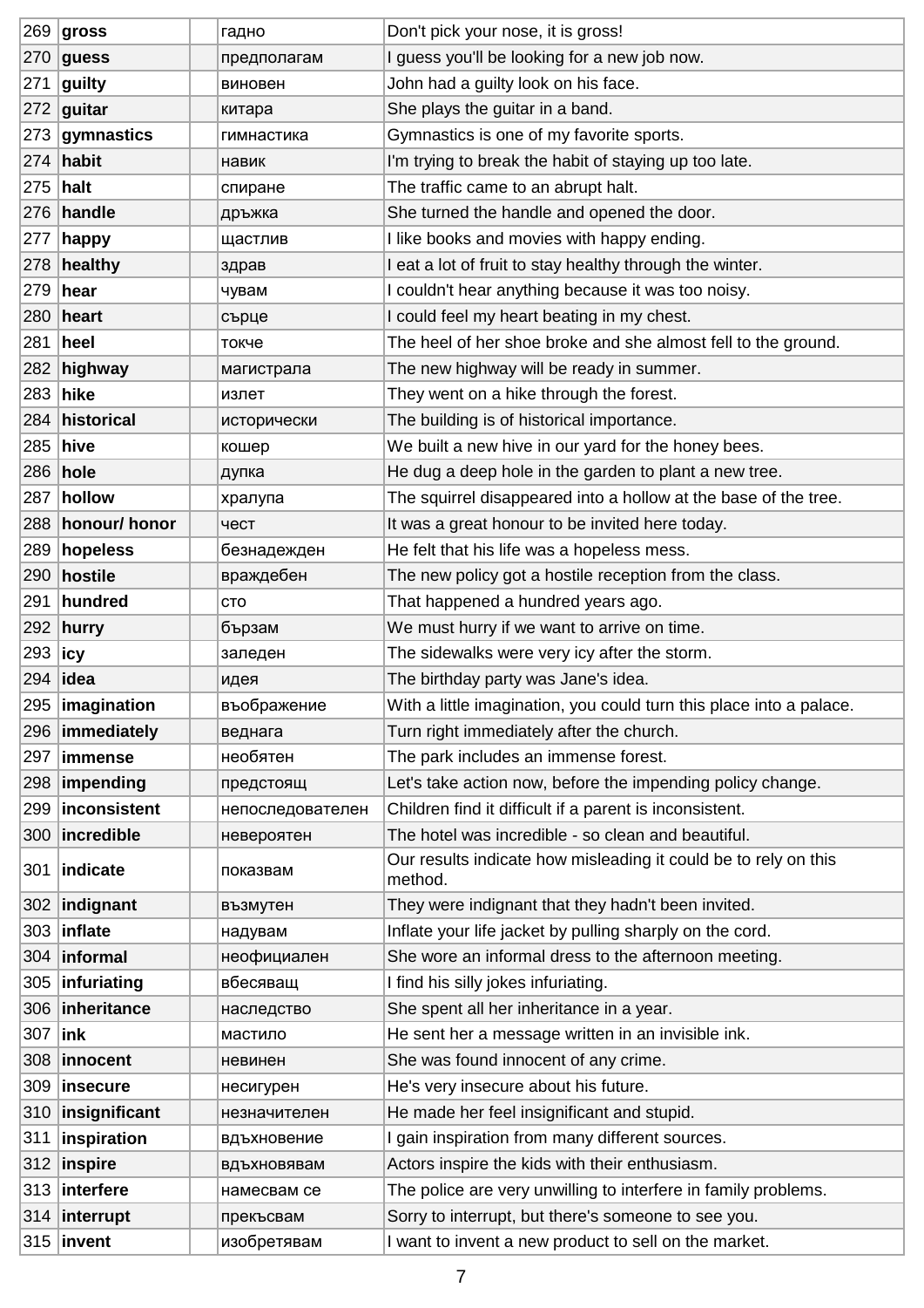| | | | | |
|---|---|---|---|---|
| 269 | **gross** | | гадно | Don't pick your nose, it is gross! |
| 270 | **guess** | | предполагам | I guess you'll be looking for a new job now. |
| 271 | **guilty** | | виновен | John had a guilty look on his face. |
| 272 | **guitar** | | китара | She plays the guitar in a band. |
| 273 | **gymnastics** | | гимнастика | Gymnastics is one of my favorite sports. |
| 274 | **habit** | | навик | I'm trying to break the habit of staying up too late. |
| 275 | **halt** | | спиране | The traffic came to an abrupt halt. |
| 276 | **handle** | | дръжка | She turned the handle and opened the door. |
| 277 | **happy** | | щастлив | I like books and movies with happy ending. |
| 278 | **healthy** | | здрав | I eat a lot of fruit to stay healthy through the winter. |
| 279 | **hear** | | чувам | I couldn't hear anything because it was too noisy. |
| 280 | **heart** | | сърце | I could feel my heart beating in my chest. |
| 281 | **heel** | | токче | The heel of her shoe broke and she almost fell to the ground. |
| 282 | **highway** | | магистрала | The new highway will be ready in summer. |
| 283 | **hike** | | излет | They went on a hike through the forest. |
| 284 | **historical** | | исторически | The building is of historical importance. |
| 285 | **hive** | | кошер | We built a new hive in our yard for the honey bees. |
| 286 | **hole** | | дупка | He dug a deep hole in the garden to plant a new tree. |
| 287 | **hollow** | | хралупа | The squirrel disappeared into a hollow at the base of the tree. |
| 288 | **honour/ honor** | | чест | It was a great honour to be invited here today. |
| 289 | **hopeless** | | безнадежден | He felt that his life was a hopeless mess. |
| 290 | **hostile** | | враждебен | The new policy got a hostile reception from the class. |
| 291 | **hundred** | | сто | That happened a hundred years ago. |
| 292 | **hurry** | | бързам | We must hurry if we want to arrive on time. |
| 293 | **icy** | | заледен | The sidewalks were very icy after the storm. |
| 294 | **idea** | | идея | The birthday party was Jane's idea. |
| 295 | **imagination** | | въображение | With a little imagination, you could turn this place into a palace. |
| 296 | **immediately** | | веднага | Turn right immediately after the church. |
| 297 | **immense** | | необятен | The park includes an immense forest. |
| 298 | **impending** | | предстоящ | Let's take action now, before the impending policy change. |
| 299 | **inconsistent** | | непоследователен | Children find it difficult if a parent is inconsistent. |
| 300 | **incredible** | | невероятен | The hotel was incredible - so clean and beautiful. |
| 301 | **indicate** | | показвам | Our results indicate how misleading it could be to rely on this method. |
| 302 | **indignant** | | възмутен | They were indignant that they hadn't been invited. |
| 303 | **inflate** | | надувам | Inflate your life jacket by pulling sharply on the cord. |
| 304 | **informal** | | неофициален | She wore an informal dress to the afternoon meeting. |
| 305 | **infuriating** | | вбесяващ | I find his silly jokes infuriating. |
| 306 | **inheritance** | | наследство | She spent all her inheritance in a year. |
| 307 | **ink** | | мастило | He sent her a message written in an invisible ink. |
| 308 | **innocent** | | невинен | She was found innocent of any crime. |
| 309 | **insecure** | | несигурен | He's very insecure about his future. |
| 310 | **insignificant** | | незначителен | He made her feel insignificant and stupid. |
| 311 | **inspiration** | | вдъхновение | I gain inspiration from many different sources. |
| 312 | **inspire** | | вдъхновявам | Actors inspire the kids with their enthusiasm. |
| 313 | **interfere** | | намесвам се | The police are very unwilling to interfere in family problems. |
| 314 | **interrupt** | | прекъсвам | Sorry to interrupt, but there's someone to see you. |
| 315 | **invent** | | изобретявам | I want to invent a new product to sell on the market. |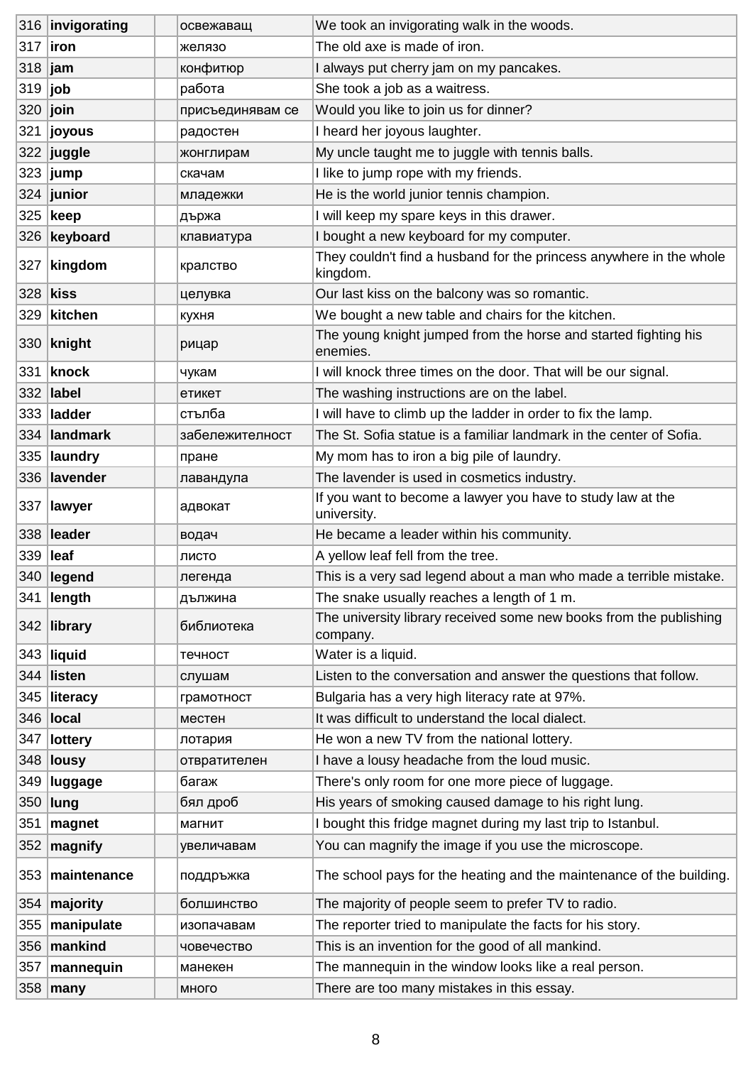| | | | | |
|---|---|---|---|---|
| 316 | **invigorating** | | освежаващ | We took an invigorating walk in the woods. |
| 317 | **iron** | | желязо | The old axe is made of iron. |
| 318 | **jam** | | конфитюр | I always put cherry jam on my pancakes. |
| 319 | **job** | | работа | She took a job as a waitress. |
| 320 | **join** | | присъединявам се | Would you like to join us for dinner? |
| 321 | **joyous** | | радостен | I heard her joyous laughter. |
| 322 | **juggle** | | жонглирам | My uncle taught me to juggle with tennis balls. |
| 323 | **jump** | | скачам | I like to jump rope with my friends. |
| 324 | **junior** | | младежки | He is the world junior tennis champion. |
| 325 | **keep** | | държа | I will keep my spare keys in this drawer. |
| 326 | **keyboard** | | клавиатура | I bought a new keyboard for my computer. |
| 327 | **kingdom** | | кралство | They couldn't find a husband for the princess anywhere in the whole kingdom. |
| 328 | **kiss** | | целувка | Our last kiss on the balcony was so romantic. |
| 329 | **kitchen** | | кухня | We bought a new table and chairs for the kitchen. |
| 330 | **knight** | | рицар | The young knight jumped from the horse and started fighting his enemies. |
| 331 | **knock** | | чукам | I will knock three times on the door. That will be our signal. |
| 332 | **label** | | етикет | The washing instructions are on the label. |
| 333 | **ladder** | | стълба | I will have to climb up the ladder in order to fix the lamp. |
| 334 | **landmark** | | забележителност | The St. Sofia statue is a familiar landmark in the center of Sofia. |
| 335 | **laundry** | | пране | My mom has to iron a big pile of laundry. |
| 336 | **lavender** | | лавандула | The lavender is used in cosmetics industry. |
| 337 | **lawyer** | | адвокат | If you want to become a lawyer you have to study law at the university. |
| 338 | **leader** | | водач | He became a leader within his community. |
| 339 | **leaf** | | листо | A yellow leaf fell from the tree. |
| 340 | **legend** | | легенда | This is a very sad legend about a man who made a terrible mistake. |
| 341 | **length** | | дължина | The snake usually reaches a length of 1 m. |
| 342 | **library** | | библиотека | The university library received some new books from the publishing company. |
| 343 | **liquid** | | течност | Water is a liquid. |
| 344 | **listen** | | слушам | Listen to the conversation and answer the questions that follow. |
| 345 | **literacy** | | грамотност | Bulgaria has a very high literacy rate at 97%. |
| 346 | **local** | | местен | It was difficult to understand the local dialect. |
| 347 | **lottery** | | лотария | He won a new TV from the national lottery. |
| 348 | **lousy** | | отвратителен | I have a lousy headache from the loud music. |
| 349 | **luggage** | | багаж | There's only room for one more piece of luggage. |
| 350 | **lung** | | бял дроб | His years of smoking caused damage to his right lung. |
| 351 | **magnet** | | магнит | I bought this fridge magnet during my last trip to Istanbul. |
| 352 | **magnify** | | увеличавам | You can magnify the image if you use the microscope. |
| 353 | **maintenance** | | поддръжка | The school pays for the heating and the maintenance of the building. |
| 354 | **majority** | | болшинство | The majority of people seem to prefer TV to radio. |
| 355 | **manipulate** | | изопачавам | The reporter tried to manipulate the facts for his story. |
| 356 | **mankind** | | човечество | This is an invention for the good of all mankind. |
| 357 | **mannequin** | | манекен | The mannequin in the window looks like a real person. |
| 358 | **many** | | много | There are too many mistakes in this essay. |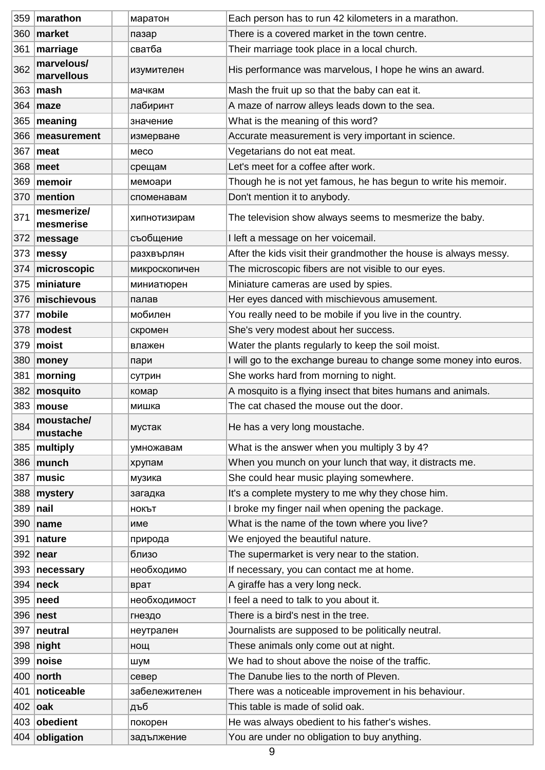| | | | | |
|---|---|---|---|---|
| 359 | **marathon** | | маратон | Each person has to run 42 kilometers in a marathon. |
| 360 | **market** | | пазар | There is a covered market in the town centre. |
| 361 | **marriage** | | сватба | Their marriage took place in a local church. |
| 362 | **marvelous/ marvellous** | | изумителен | His performance was marvelous, I hope he wins an award. |
| 363 | **mash** | | мачкам | Mash the fruit up so that the baby can eat it. |
| 364 | **maze** | | лабиринт | A maze of narrow alleys leads down to the sea. |
| 365 | **meaning** | | значение | What is the meaning of this word? |
| 366 | **measurement** | | измерване | Accurate measurement is very important in science. |
| 367 | **meat** | | месо | Vegetarians do not eat meat. |
| 368 | **meet** | | срещам | Let's meet for a coffee after work. |
| 369 | **memoir** | | мемоари | Though he is not yet famous, he has begun to write his memoir. |
| 370 | **mention** | | споменавам | Don't mention it to anybody. |
| 371 | **mesmerize/ mesmerise** | | хипнотизирам | The television show always seems to mesmerize the baby. |
| 372 | **message** | | съобщение | I left a message on her voicemail. |
| 373 | **messy** | | разхвърлян | After the kids visit their grandmother the house is always messy. |
| 374 | **microscopic** | | микроскопичен | The microscopic fibers are not visible to our eyes. |
| 375 | **miniature** | | миниатюрен | Miniature cameras are used by spies. |
| 376 | **mischievous** | | палав | Her eyes danced with mischievous amusement. |
| 377 | **mobile** | | мобилен | You really need to be mobile if you live in the country. |
| 378 | **modest** | | скромен | She's very modest about her success. |
| 379 | **moist** | | влажен | Water the plants regularly to keep the soil moist. |
| 380 | **money** | | пари | I will go to the exchange bureau to change some money into euros. |
| 381 | **morning** | | сутрин | She works hard from morning to night. |
| 382 | **mosquito** | | комар | A mosquito is a flying insect that bites humans and animals. |
| 383 | **mouse** | | мишка | The cat chased the mouse out the door. |
| 384 | **moustache/ mustache** | | мустак | He has a very long moustache. |
| 385 | **multiply** | | умножавам | What is the answer when you multiply 3 by 4? |
| 386 | **munch** | | хрупам | When you munch on your lunch that way, it distracts me. |
| 387 | **music** | | музика | She could hear music playing somewhere. |
| 388 | **mystery** | | загадка | It's a complete mystery to me why they chose him. |
| 389 | **nail** | | нокът | I broke my finger nail when opening the package. |
| 390 | **name** | | име | What is the name of the town where you live? |
| 391 | **nature** | | природа | We enjoyed the beautiful nature. |
| 392 | **near** | | близо | The supermarket is very near to the station. |
| 393 | **necessary** | | необходимо | If necessary, you can contact me at home. |
| 394 | **neck** | | врат | A giraffe has a very long neck. |
| 395 | **need** | | необходимост | I feel a need to talk to you about it. |
| 396 | **nest** | | гнездо | There is a bird's nest in the tree. |
| 397 | **neutral** | | неутрален | Journalists are supposed to be politically neutral. |
| 398 | **night** | | нощ | These animals only come out at night. |
| 399 | **noise** | | шум | We had to shout above the noise of the traffic. |
| 400 | **north** | | север | The Danube lies to the north of Pleven. |
| 401 | **noticeable** | | забележителен | There was a noticeable improvement in his behaviour. |
| 402 | **oak** | | дъб | This table is made of solid oak. |
| 403 | **obedient** | | покорен | He was always obedient to his father's wishes. |
| 404 | **obligation** | | задължение | You are under no obligation to buy anything. |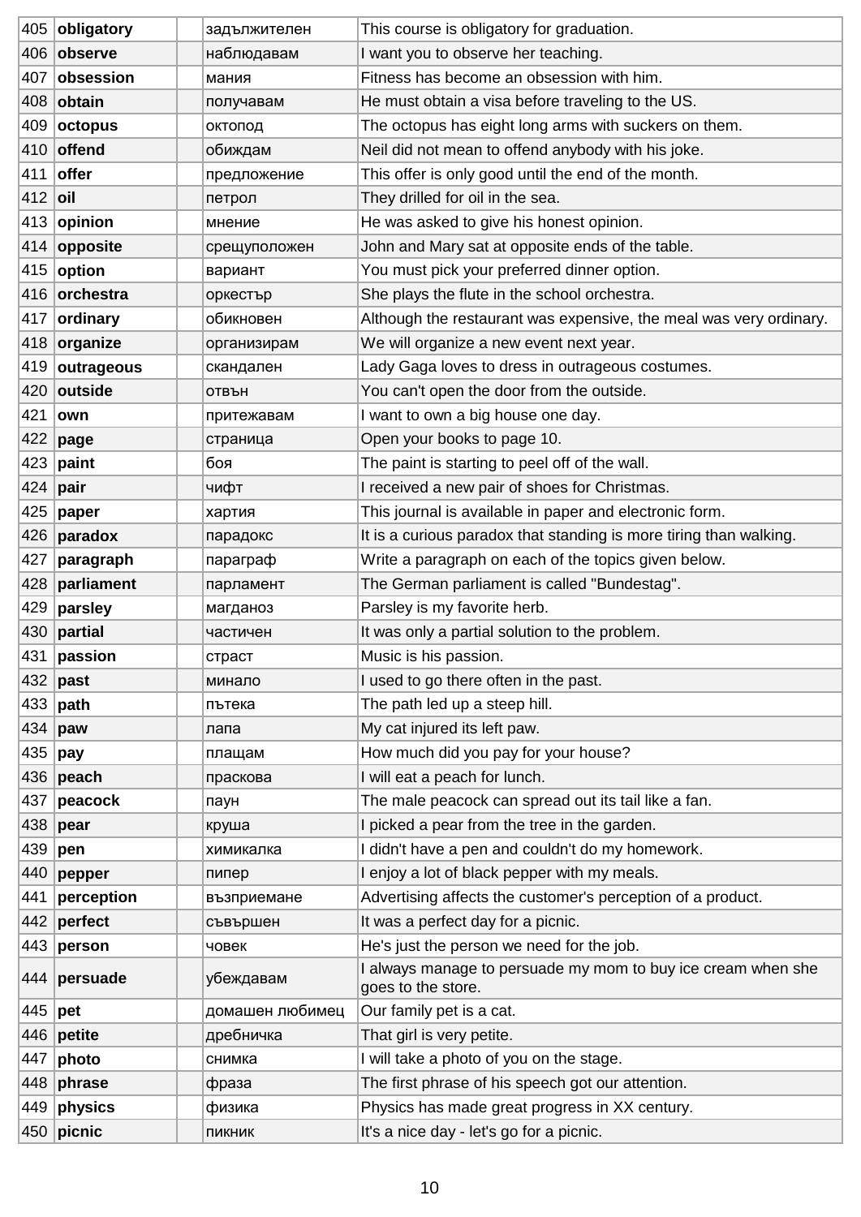| 405 | **obligatory** | | задължителен | This course is obligatory for graduation. |
|---|---|---|---|---|
| 406 | **observe** | | наблюдавам | I want you to observe her teaching. |
| 407 | **obsession** | | мания | Fitness has become an obsession with him. |
| 408 | **obtain** | | получавам | He must obtain a visa before traveling to the US. |
| 409 | **octopus** | | октопод | The octopus has eight long arms with suckers on them. |
| 410 | **offend** | | обиждам | Neil did not mean to offend anybody with his joke. |
| 411 | **offer** | | предложение | This offer is only good until the end of the month. |
| 412 | **oil** | | петрол | They drilled for oil in the sea. |
| 413 | **opinion** | | мнение | He was asked to give his honest opinion. |
| 414 | **opposite** | | срещуположен | John and Mary sat at opposite ends of the table. |
| 415 | **option** | | вариант | You must pick your preferred dinner option. |
| 416 | **orchestra** | | оркестър | She plays the flute in the school orchestra. |
| 417 | **ordinary** | | обикновен | Although the restaurant was expensive, the meal was very ordinary. |
| 418 | **organize** | | организирам | We will organize a new event next year. |
| 419 | **outrageous** | | скандален | Lady Gaga loves to dress in outrageous costumes. |
| 420 | **outside** | | отвън | You can't open the door from the outside. |
| 421 | **own** | | притежавам | I want to own a big house one day. |
| 422 | **page** | | страница | Open your books to page 10. |
| 423 | **paint** | | боя | The paint is starting to peel off of the wall. |
| 424 | **pair** | | чифт | I received a new pair of shoes for Christmas. |
| 425 | **paper** | | хартия | This journal is available in paper and electronic form. |
| 426 | **paradox** | | парадокс | It is a curious paradox that standing is more tiring than walking. |
| 427 | **paragraph** | | параграф | Write a paragraph on each of the topics given below. |
| 428 | **parliament** | | парламент | The German parliament is called "Bundestag". |
| 429 | **parsley** | | магданоз | Parsley is my favorite herb. |
| 430 | **partial** | | частичен | It was only a partial solution to the problem. |
| 431 | **passion** | | страст | Music is his passion. |
| 432 | **past** | | минало | I used to go there often in the past. |
| 433 | **path** | | пътека | The path led up a steep hill. |
| 434 | **paw** | | лапа | My cat injured its left paw. |
| 435 | **pay** | | плащам | How much did you pay for your house? |
| 436 | **peach** | | праскова | I will eat a peach for lunch. |
| 437 | **peacock** | | паун | The male peacock can spread out its tail like a fan. |
| 438 | **pear** | | круша | I picked a pear from the tree in the garden. |
| 439 | **pen** | | химикалка | I didn't have a pen and couldn't do my homework. |
| 440 | **pepper** | | пипер | I enjoy a lot of black pepper with my meals. |
| 441 | **perception** | | възприемане | Advertising affects the customer's perception of a product. |
| 442 | **perfect** | | съвършен | It was a perfect day for a picnic. |
| 443 | **person** | | човек | He's just the person we need for the job. |
| 444 | **persuade** | | убеждавам | I always manage to persuade my mom to buy ice cream when she goes to the store. |
| 445 | **pet** | | домашен любимец | Our family pet is a cat. |
| 446 | **petite** | | дребничка | That girl is very petite. |
| 447 | **photo** | | снимка | I will take a photo of you on the stage. |
| 448 | **phrase** | | фраза | The first phrase of his speech got our attention. |
| 449 | **physics** | | физика | Physics has made great progress in XX century. |
| 450 | **picnic** | | пикник | It's a nice day - let's go for a picnic. |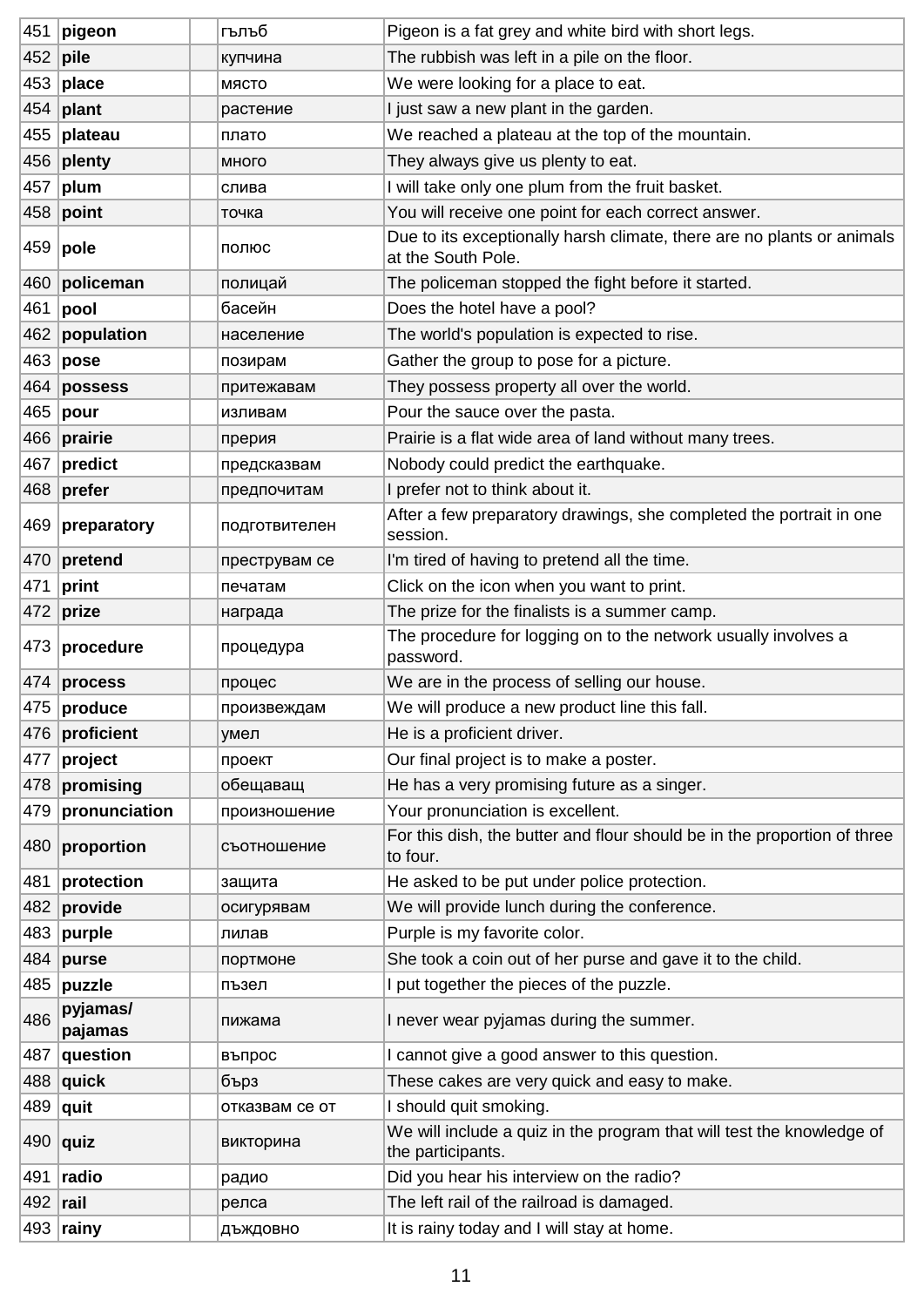| 451 | **pigeon** | | гълъб | Pigeon is a fat grey and white bird with short legs. |
|---|---|---|---|---|
| 452 | **pile** | | купчина | The rubbish was left in a pile on the floor. |
| 453 | **place** | | място | We were looking for a place to eat. |
| 454 | **plant** | | растение | I just saw a new plant in the garden. |
| 455 | **plateau** | | плато | We reached a plateau at the top of the mountain. |
| 456 | **plenty** | | много | They always give us plenty to eat. |
| 457 | **plum** | | слива | I will take only one plum from the fruit basket. |
| 458 | **point** | | точка | You will receive one point for each correct answer. |
| 459 | **pole** | | полюс | Due to its exceptionally harsh climate, there are no plants or animals at the South Pole. |
| 460 | **policeman** | | полицай | The policeman stopped the fight before it started. |
| 461 | **pool** | | басейн | Does the hotel have a pool? |
| 462 | **population** | | население | The world's population is expected to rise. |
| 463 | **pose** | | позирам | Gather the group to pose for a picture. |
| 464 | **possess** | | притежавам | They possess property all over the world. |
| 465 | **pour** | | изливам | Pour the sauce over the pasta. |
| 466 | **prairie** | | прерия | Prairie is a flat wide area of land without many trees. |
| 467 | **predict** | | предсказвам | Nobody could predict the earthquake. |
| 468 | **prefer** | | предпочитам | I prefer not to think about it. |
| 469 | **preparatory** | | подготвителен | After a few preparatory drawings, she completed the portrait in one session. |
| 470 | **pretend** | | преструвам се | I'm tired of having to pretend all the time. |
| 471 | **print** | | печатам | Click on the icon when you want to print. |
| 472 | **prize** | | награда | The prize for the finalists is a summer camp. |
| 473 | **procedure** | | процедура | The procedure for logging on to the network usually involves a password. |
| 474 | **process** | | процес | We are in the process of selling our house. |
| 475 | **produce** | | произвеждам | We will produce a new product line this fall. |
| 476 | **proficient** | | умел | He is a proficient driver. |
| 477 | **project** | | проект | Our final project is to make a poster. |
| 478 | **promising** | | обещаващ | He has a very promising future as a singer. |
| 479 | **pronunciation** | | произношение | Your pronunciation is excellent. |
| 480 | **proportion** | | съотношение | For this dish, the butter and flour should be in the proportion of three to four. |
| 481 | **protection** | | защита | He asked to be put under police protection. |
| 482 | **provide** | | осигурявам | We will provide lunch during the conference. |
| 483 | **purple** | | лилав | Purple is my favorite color. |
| 484 | **purse** | | портмоне | She took a coin out of her purse and gave it to the child. |
| 485 | **puzzle** | | пъзел | I put together the pieces of the puzzle. |
| 486 | **pyjamas/ pajamas** | | пижама | I never wear pyjamas during the summer. |
| 487 | **question** | | въпрос | I cannot give a good answer to this question. |
| 488 | **quick** | | бърз | These cakes are very quick and easy to make. |
| 489 | **quit** | | отказвам се от | I should quit smoking. |
| 490 | **quiz** | | викторина | We will include a quiz in the program that will test the knowledge of the participants. |
| 491 | **radio** | | радио | Did you hear his interview on the radio? |
| 492 | **rail** | | релса | The left rail of the railroad is damaged. |
| 493 | **rainy** | | дъждовно | It is rainy today and I will stay at home. |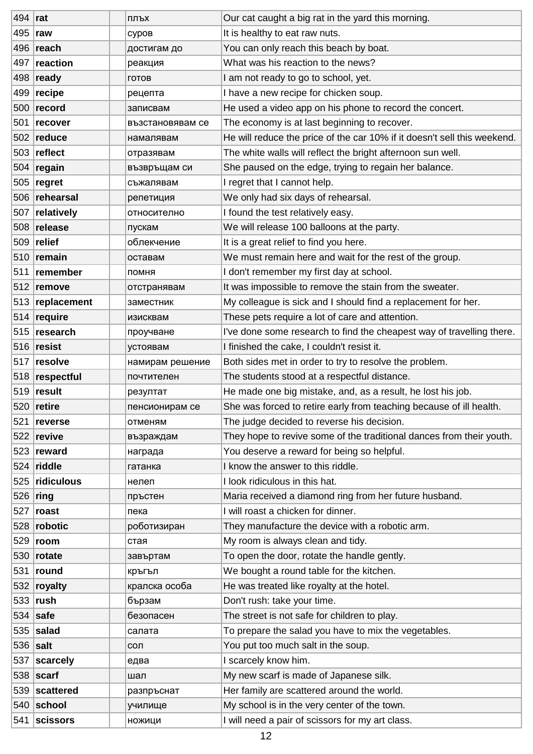| 494 | **rat** | | плъх | Our cat caught a big rat in the yard this morning. |
|---|---|---|---|---|
| 495 | **raw** | | суров | It is healthy to eat raw nuts. |
| 496 | **reach** | | достигам до | You can only reach this beach by boat. |
| 497 | **reaction** | | реакция | What was his reaction to the news? |
| 498 | **ready** | | готов | I am not ready to go to school, yet. |
| 499 | **recipe** | | рецепта | I have a new recipe for chicken soup. |
| 500 | **record** | | записвам | He used a video app on his phone to record the concert. |
| 501 | **recover** | | възстановявам се | The economy is at last beginning to recover. |
| 502 | **reduce** | | намалявам | He will reduce the price of the car 10% if it doesn't sell this weekend. |
| 503 | **reflect** | | отразявам | The white walls will reflect the bright afternoon sun well. |
| 504 | **regain** | | възвръщам си | She paused on the edge, trying to regain her balance. |
| 505 | **regret** | | съжалявам | I regret that I cannot help. |
| 506 | **rehearsal** | | репетиция | We only had six days of rehearsal. |
| 507 | **relatively** | | относително | I found the test relatively easy. |
| 508 | **release** | | пускам | We will release 100 balloons at the party. |
| 509 | **relief** | | облекчение | It is a great relief to find you here. |
| 510 | **remain** | | оставам | We must remain here and wait for the rest of the group. |
| 511 | **remember** | | помня | I don't remember my first day at school. |
| 512 | **remove** | | отстранявам | It was impossible to remove the stain from the sweater. |
| 513 | **replacement** | | заместник | My colleague is sick and I should find a replacement for her. |
| 514 | **require** | | изисквам | These pets require a lot of care and attention. |
| 515 | **research** | | проучване | I've done some research to find the cheapest way of travelling there. |
| 516 | **resist** | | устоявам | I finished the cake, I couldn't resist it. |
| 517 | **resolve** | | намирам решение | Both sides met in order to try to resolve the problem. |
| 518 | **respectful** | | почтителен | The students stood at a respectful distance. |
| 519 | **result** | | резултат | He made one big mistake, and, as a result, he lost his job. |
| 520 | **retire** | | пенсионирам се | She was forced to retire early from teaching because of ill health. |
| 521 | **reverse** | | отменям | The judge decided to reverse his decision. |
| 522 | **revive** | | възраждам | They hope to revive some of the traditional dances from their youth. |
| 523 | **reward** | | награда | You deserve a reward for being so helpful. |
| 524 | **riddle** | | гатанка | I know the answer to this riddle. |
| 525 | **ridiculous** | | нелеп | I look ridiculous in this hat. |
| 526 | **ring** | | пръстен | Maria received a diamond ring from her future husband. |
| 527 | **roast** | | пека | I will roast a chicken for dinner. |
| 528 | **robotic** | | роботизиран | They manufacture the device with a robotic arm. |
| 529 | **room** | | стая | My room is always clean and tidy. |
| 530 | **rotate** | | завъртам | To open the door, rotate the handle gently. |
| 531 | **round** | | кръгъл | We bought a round table for the kitchen. |
| 532 | **royalty** | | кралска особа | He was treated like royalty at the hotel. |
| 533 | **rush** | | бързам | Don't rush: take your time. |
| 534 | **safe** | | безопасен | The street is not safe for children to play. |
| 535 | **salad** | | салата | To prepare the salad you have to mix the vegetables. |
| 536 | **salt** | | сол | You put too much salt in the soup. |
| 537 | **scarcely** | | едва | I scarcely know him. |
| 538 | **scarf** | | шал | My new scarf is made of Japanese silk. |
| 539 | **scattered** | | разпръснат | Her family are scattered around the world. |
| 540 | **school** | | училище | My school is in the very center of the town. |
| 541 | **scissors** | | ножици | I will need a pair of scissors for my art class. |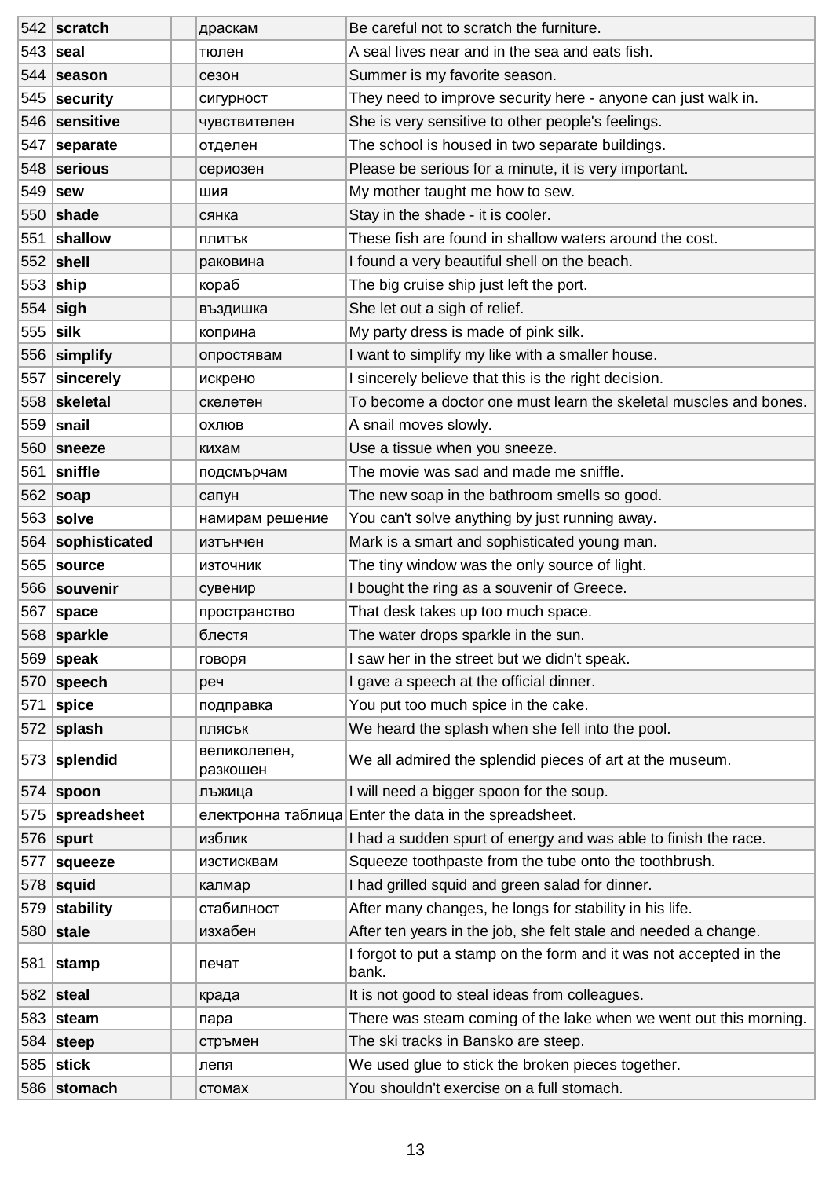| 542 | **scratch** | | драскам | Be careful not to scratch the furniture. |
|---|---|---|---|---|
| 543 | **seal** | | тюлен | A seal lives near and in the sea and eats fish. |
| 544 | **season** | | сезон | Summer is my favorite season. |
| 545 | **security** | | сигурност | They need to improve security here - anyone can just walk in. |
| 546 | **sensitive** | | чувствителен | She is very sensitive to other people's feelings. |
| 547 | **separate** | | отделен | The school is housed in two separate buildings. |
| 548 | **serious** | | сериозен | Please be serious for a minute, it is very important. |
| 549 | **sew** | | шия | My mother taught me how to sew. |
| 550 | **shade** | | сянка | Stay in the shade - it is cooler. |
| 551 | **shallow** | | плитък | These fish are found in shallow waters around the cost. |
| 552 | **shell** | | раковина | I found a very beautiful shell on the beach. |
| 553 | **ship** | | кораб | The big cruise ship just left the port. |
| 554 | **sigh** | | въздишка | She let out a sigh of relief. |
| 555 | **silk** | | коприна | My party dress is made of pink silk. |
| 556 | **simplify** | | опростявам | I want to simplify my like with a smaller house. |
| 557 | **sincerely** | | искрено | I sincerely believe that this is the right decision. |
| 558 | **skeletal** | | скелетен | To become a doctor one must learn the skeletal muscles and bones. |
| 559 | **snail** | | охлюв | A snail moves slowly. |
| 560 | **sneeze** | | кихам | Use a tissue when you sneeze. |
| 561 | **sniffle** | | подсмърчам | The movie was sad and made me sniffle. |
| 562 | **soap** | | сапун | The new soap in the bathroom smells so good. |
| 563 | **solve** | | намирам решение | You can't solve anything by just running away. |
| 564 | **sophisticated** | | изтънчен | Mark is a smart and sophisticated young man. |
| 565 | **source** | | източник | The tiny window was the only source of light. |
| 566 | **souvenir** | | сувенир | I bought the ring as a souvenir of Greece. |
| 567 | **space** | | пространство | That desk takes up too much space. |
| 568 | **sparkle** | | блестя | The water drops sparkle in the sun. |
| 569 | **speak** | | говоря | I saw her in the street but we didn't speak. |
| 570 | **speech** | | реч | I gave a speech at the official dinner. |
| 571 | **spice** | | подправка | You put too much spice in the cake. |
| 572 | **splash** | | плясък | We heard the splash when she fell into the pool. |
| 573 | **splendid** | | великолепен, разкошен | We all admired the splendid pieces of art at the museum. |
| 574 | **spoon** | | лъжица | I will need a bigger spoon for the soup. |
| 575 | **spreadsheet** | | електронна таблица | Enter the data in the spreadsheet. |
| 576 | **spurt** | | изблик | I had a sudden spurt of energy and was able to finish the race. |
| 577 | **squeeze** | | изстисквам | Squeeze toothpaste from the tube onto the toothbrush. |
| 578 | **squid** | | калмар | I had grilled squid and green salad for dinner. |
| 579 | **stability** | | стабилност | After many changes, he longs for stability in his life. |
| 580 | **stale** | | изхабен | After ten years in the job, she felt stale and needed a change. |
| 581 | **stamp** | | печат | I forgot to put a stamp on the form and it was not accepted in the bank. |
| 582 | **steal** | | крада | It is not good to steal ideas from colleagues. |
| 583 | **steam** | | пара | There was steam coming of the lake when we went out this morning. |
| 584 | **steep** | | стръмен | The ski tracks in Bansko are steep. |
| 585 | **stick** | | лепя | We used glue to stick the broken pieces together. |
| 586 | **stomach** | | стомах | You shouldn't exercise on a full stomach. |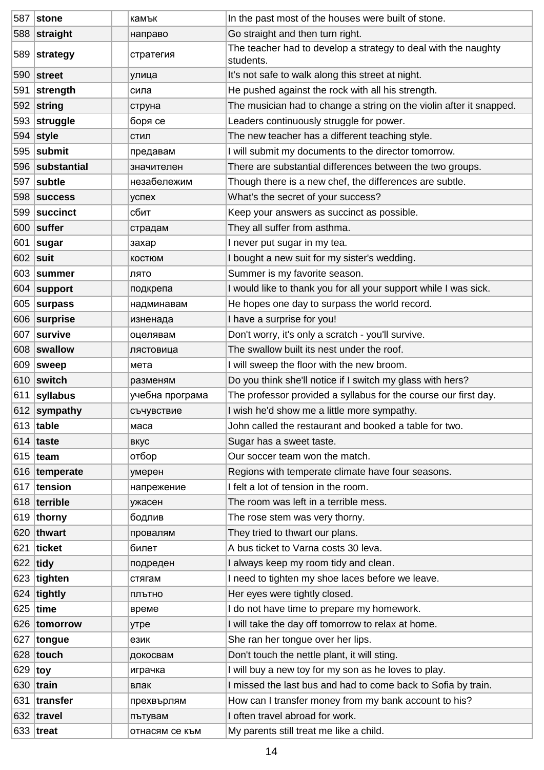| | | | | |
|---|---|---|---|---|
| 587 | **stone** | | камък | In the past most of the houses were built of stone. |
| 588 | **straight** | | направо | Go straight and then turn right. |
| 589 | **strategy** | | стратегия | The teacher had to develop a strategy to deal with the naughty students. |
| 590 | **street** | | улица | It's not safe to walk along this street at night. |
| 591 | **strength** | | сила | He pushed against the rock with all his strength. |
| 592 | **string** | | струна | The musician had to change a string on the violin after it snapped. |
| 593 | **struggle** | | боря се | Leaders continuously struggle for power. |
| 594 | **style** | | стил | The new teacher has a different teaching style. |
| 595 | **submit** | | предавам | I will submit my documents to the director tomorrow. |
| 596 | **substantial** | | значителен | There are substantial differences between the two groups. |
| 597 | **subtle** | | незабележим | Though there is a new chef, the differences are subtle. |
| 598 | **success** | | успех | What's the secret of your success? |
| 599 | **succinct** | | сбит | Keep your answers as succinct as possible. |
| 600 | **suffer** | | страдам | They all suffer from asthma. |
| 601 | **sugar** | | захар | I never put sugar in my tea. |
| 602 | **suit** | | костюм | I bought a new suit for my sister's wedding. |
| 603 | **summer** | | лято | Summer is my favorite season. |
| 604 | **support** | | подкрепа | I would like to thank you for all your support while I was sick. |
| 605 | **surpass** | | надминавам | He hopes one day to surpass the world record. |
| 606 | **surprise** | | изненада | I have a surprise for you! |
| 607 | **survive** | | оцелявам | Don't worry, it's only a scratch - you'll survive. |
| 608 | **swallow** | | лястовица | The swallow built its nest under the roof. |
| 609 | **sweep** | | мета | I will sweep the floor with the new broom. |
| 610 | **switch** | | разменям | Do you think she'll notice if I switch my glass with hers? |
| 611 | **syllabus** | | учебна програма | The professor provided a syllabus for the course our first day. |
| 612 | **sympathy** | | съчувствие | I wish he'd show me a little more sympathy. |
| 613 | **table** | | маса | John called the restaurant and booked a table for two. |
| 614 | **taste** | | вкус | Sugar has a sweet taste. |
| 615 | **team** | | отбор | Our soccer team won the match. |
| 616 | **temperate** | | умерен | Regions with temperate climate have four seasons. |
| 617 | **tension** | | напрежение | I felt a lot of tension in the room. |
| 618 | **terrible** | | ужасен | The room was left in a terrible mess. |
| 619 | **thorny** | | бодлив | The rose stem was very thorny. |
| 620 | **thwart** | | провалям | They tried to thwart our plans. |
| 621 | **ticket** | | билет | A bus ticket to Varna costs 30 leva. |
| 622 | **tidy** | | подреден | I always keep my room tidy and clean. |
| 623 | **tighten** | | стягам | I need to tighten my shoe laces before we leave. |
| 624 | **tightly** | | плътно | Her eyes were tightly closed. |
| 625 | **time** | | време | I do not have time to prepare my homework. |
| 626 | **tomorrow** | | утре | I will take the day off tomorrow to relax at home. |
| 627 | **tongue** | | език | She ran her tongue over her lips. |
| 628 | **touch** | | докосвам | Don't touch the nettle plant, it will sting. |
| 629 | **toy** | | играчка | I will buy a new toy for my son as he loves to play. |
| 630 | **train** | | влак | I missed the last bus and had to come back to Sofia by train. |
| 631 | **transfer** | | прехвърлям | How can I transfer money from my bank account to his? |
| 632 | **travel** | | пътувам | I often travel abroad for work. |
| 633 | **treat** | | отнасям се към | My parents still treat me like a child. |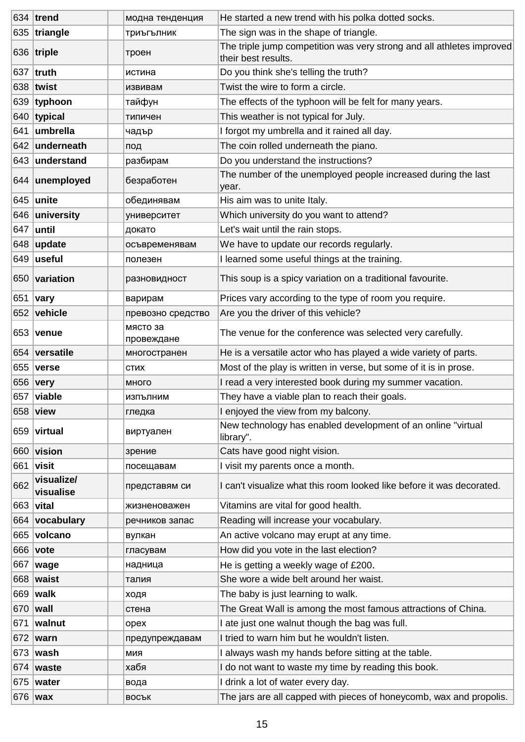| 634 | **trend** | | модна тенденция | He started a new trend with his polka dotted socks. |
|---|---|---|---|---|
| 635 | **triangle** | | триъгълник | The sign was in the shape of triangle. |
| 636 | **triple** | | троен | The triple jump competition was very strong and all athletes improved their best results. |
| 637 | **truth** | | истина | Do you think she's telling the truth? |
| 638 | **twist** | | извивам | Twist the wire to form a circle. |
| 639 | **typhoon** | | тайфун | The effects of the typhoon will be felt for many years. |
| 640 | **typical** | | типичен | This weather is not typical for July. |
| 641 | **umbrella** | | чадър | I forgot my umbrella and it rained all day. |
| 642 | **underneath** | | под | The coin rolled underneath the piano. |
| 643 | **understand** | | разбирам | Do you understand the instructions? |
| 644 | **unemployed** | | безработен | The number of the unemployed people increased during the last year. |
| 645 | **unite** | | обединявам | His aim was to unite Italy. |
| 646 | **university** | | университет | Which university do you want to attend? |
| 647 | **until** | | докато | Let's wait until the rain stops. |
| 648 | **update** | | осъвременявам | We have to update our records regularly. |
| 649 | **useful** | | полезен | I learned some useful things at the training. |
| 650 | **variation** | | разновидност | This soup is a spicy variation on a traditional favourite. |
| 651 | **vary** | | варирам | Prices vary according to the type of room you require. |
| 652 | **vehicle** | | превозно средство | Are you the driver of this vehicle? |
| 653 | **venue** | | място за провеждане | The venue for the conference was selected very carefully. |
| 654 | **versatile** | | многостранен | He is a versatile actor who has played a wide variety of parts. |
| 655 | **verse** | | стих | Most of the play is written in verse, but some of it is in prose. |
| 656 | **very** | | много | I read a very interested book during my summer vacation. |
| 657 | **viable** | | изпълним | They have a viable plan to reach their goals. |
| 658 | **view** | | гледка | I enjoyed the view from my balcony. |
| 659 | **virtual** | | виртуален | New technology has enabled development of an online "virtual library". |
| 660 | **vision** | | зрение | Cats have good night vision. |
| 661 | **visit** | | посещавам | I visit my parents once a month. |
| 662 | **visualize/ visualise** | | представям си | I can't visualize what this room looked like before it was decorated. |
| 663 | **vital** | | жизненоважен | Vitamins are vital for good health. |
| 664 | **vocabulary** | | речников запас | Reading will increase your vocabulary. |
| 665 | **volcano** | | вулкан | An active volcano may erupt at any time. |
| 666 | **vote** | | гласувам | How did you vote in the last election? |
| 667 | **wage** | | надница | He is getting a weekly wage of £200. |
| 668 | **waist** | | талия | She wore a wide belt around her waist. |
| 669 | **walk** | | ходя | The baby is just learning to walk. |
| 670 | **wall** | | стена | The Great Wall is among the most famous attractions of China. |
| 671 | **walnut** | | орех | I ate just one walnut though the bag was full. |
| 672 | **warn** | | предупреждавам | I tried to warn him but he wouldn't listen. |
| 673 | **wash** | | мия | I always wash my hands before sitting at the table. |
| 674 | **waste** | | хабя | I do not want to waste my time by reading this book. |
| 675 | **water** | | вода | I drink a lot of water every day. |
| 676 | **wax** | | восък | The jars are all capped with pieces of honeycomb, wax and propolis. |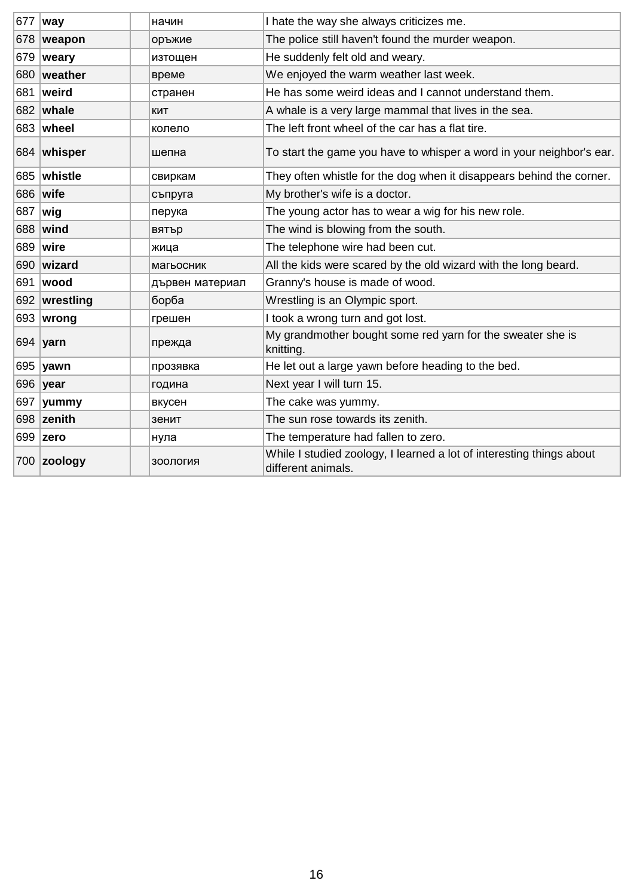| | | | | |
|---|---|---|---|---|
| 677 | **way** | | начин | I hate the way she always criticizes me. |
| 678 | **weapon** | | оръжие | The police still haven't found the murder weapon. |
| 679 | **weary** | | изтощен | He suddenly felt old and weary. |
| 680 | **weather** | | време | We enjoyed the warm weather last week. |
| 681 | **weird** | | странен | He has some weird ideas and I cannot understand them. |
| 682 | **whale** | | кит | A whale is a very large mammal that lives in the sea. |
| 683 | **wheel** | | колело | The left front wheel of the car has a flat tire. |
| 684 | **whisper** | | шепна | To start the game you have to whisper a word in your neighbor's ear. |
| 685 | **whistle** | | свиркам | They often whistle for the dog when it disappears behind the corner. |
| 686 | **wife** | | съпруга | My brother's wife is a doctor. |
| 687 | **wig** | | перука | The young actor has to wear a wig for his new role. |
| 688 | **wind** | | вятър | The wind is blowing from the south. |
| 689 | **wire** | | жица | The telephone wire had been cut. |
| 690 | **wizard** | | магьосник | All the kids were scared by the old wizard with the long beard. |
| 691 | **wood** | | дървен материал | Granny's house is made of wood. |
| 692 | **wrestling** | | борба | Wrestling is an Olympic sport. |
| 693 | **wrong** | | грешен | I took a wrong turn and got lost. |
| 694 | **yarn** | | прежда | My grandmother bought some red yarn for the sweater she is knitting. |
| 695 | **yawn** | | прозявка | He let out a large yawn before heading to the bed. |
| 696 | **year** | | година | Next year I will turn 15. |
| 697 | **yummy** | | вкусен | The cake was yummy. |
| 698 | **zenith** | | зенит | The sun rose towards its zenith. |
| 699 | **zero** | | нула | The temperature had fallen to zero. |
| 700 | **zoology** | | зоология | While I studied zoology, I learned a lot of interesting things about different animals. |